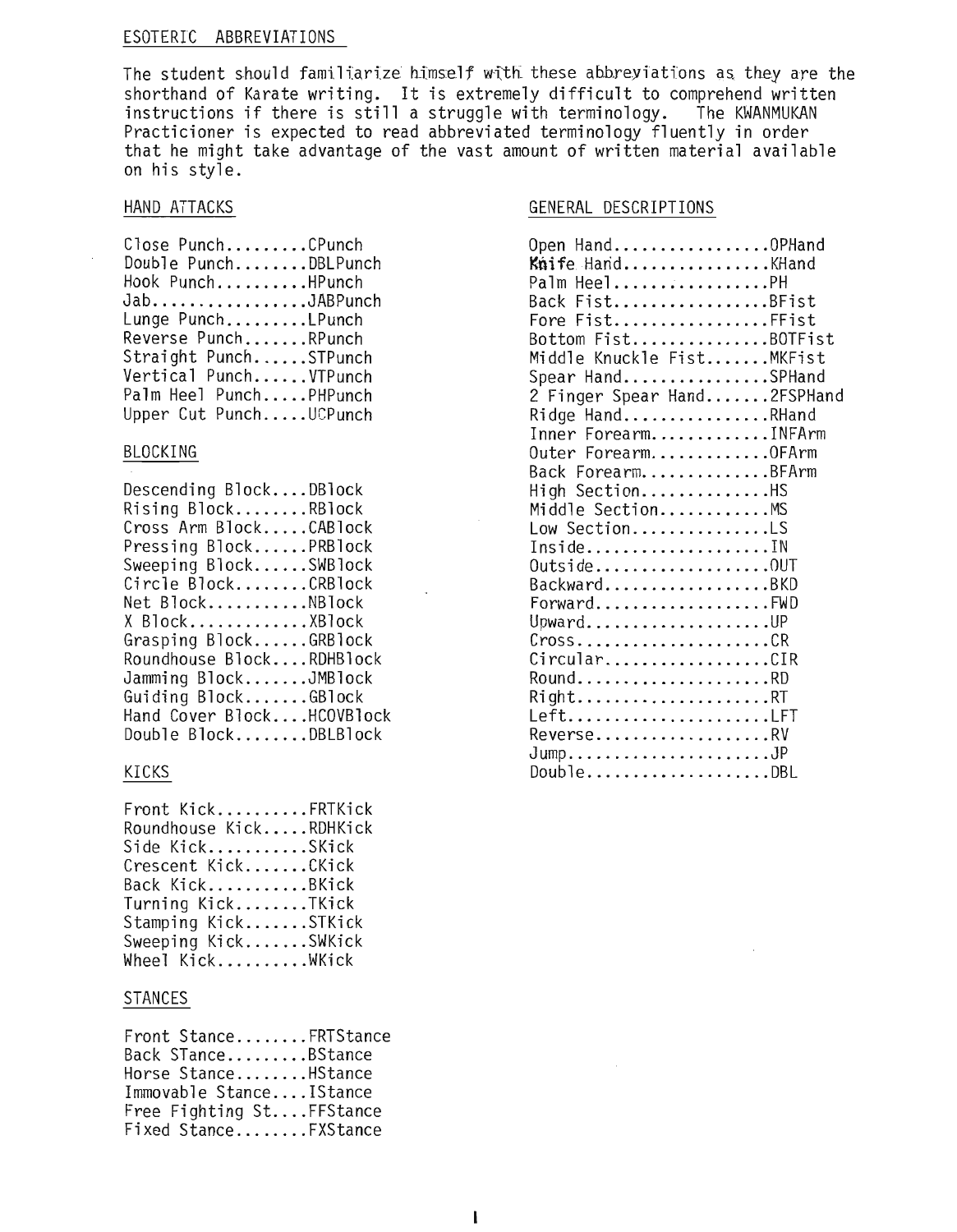## ESOTERIC ABBREVIATIONS

The student should familiarize himself with these abbreviations as they are the shorthand of Karate writing. It is extremely difficult to comprehend written instructions if there is still a struggle with terminology. The KWANMUKAN Practicioner is expected to read abbreviated terminology fluently in order that he might take advantage of the vast amount of written material available on his style.

### HAND ATTACKS

Close Punch.........CPunch
Double Punch........DBLPunch
Hook Punch..........HPunch
Jab.................JABPunch
Lunge Punch.........LPunch
Reverse Punch.......RPunch
Straight Punch......STPunch
Vertical Punch......VTPunch
Palm Heel Punch.....PHPunch
Upper Cut Punch.....UCPunch

### BLOCKING

Descending Block....DBlock
Rising Block........RBlock
Cross Arm Block.....CABlock
Pressing Block......PRBlock
Sweeping Block......SWBlock
Circle Block........CRBlock
Net Block...........NBlock
X Block.............XBlock
Grasping Block......GRBlock
Roundhouse Block....RDHBlock
Jamming Block.......JMBlock
Guiding Block.......GBlock
Hand Cover Block....HCOVBlock
Double Block........DBLBlock

### KICKS

Front Kick..........FRTKick
Roundhouse Kick.....RDHKick
Side Kick...........SKick
Crescent Kick.......CKick
Back Kick...........BKick
Turning Kick........TKick
Stamping Kick.......STKick
Sweeping Kick.......SWKick
Wheel Kick..........WKick

### STANCES

Front Stance........FRTStance
Back STance.........BStance
Horse Stance........HStance
Immovable Stance....IStance
Free Fighting St....FFStance
Fixed Stance........FXStance

### GENERAL DESCRIPTIONS

Open Hand.................OPHand
Knife Hand................KHand
Palm Heel.................PH
Back Fist.................BFist
Fore Fist.................FFist
Bottom Fist...............BOTFist
Middle Knuckle Fist.......MKFist
Spear Hand................SPHand
2 Finger Spear Hand.......2FSPHand
Ridge Hand................RHand
Inner Forearm.............INFArm
Outer Forearm.............OFArm
Back Forearm..............BFArm
High Section..............HS
Middle Section............MS
Low Section...............LS
Inside....................IN
Outside...................OUT
Backward..................BKD
Forward...................FWD
Upward....................UP
Cross.....................CR
Circular..................CIR
Round.....................RD
Right.....................RT
Left......................LFT
Reverse...................RV
Jump......................JP
Double....................DBL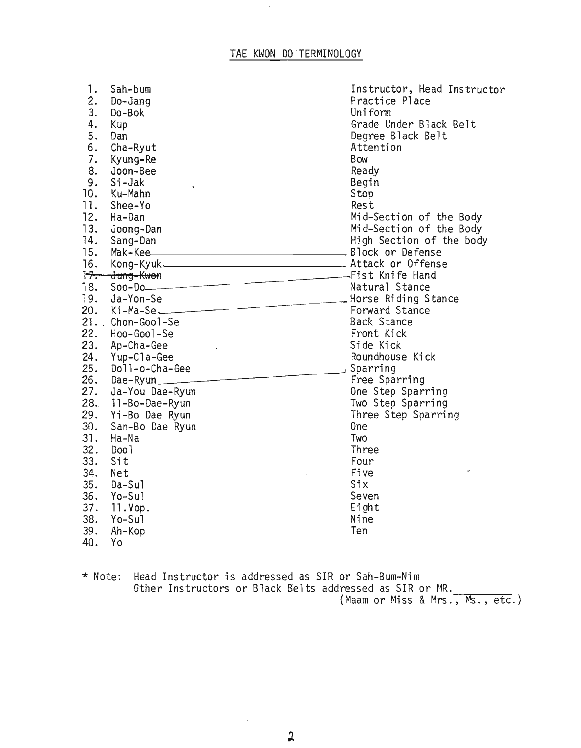# TAE KWON DO TERMINOLOGY

| | | |
|---|---|---|
| 1. | Sah-bum | Instructor, Head Instructor |
| 2. | Do-Jang | Practice Place |
| 3. | Do-Bok | Uniform |
| 4. | Kup | Grade Under Black Belt |
| 5. | Dan | Degree Black Belt |
| 6. | Cha-Ryut | Attention |
| 7. | Kyung-Re | Bow |
| 8. | Joon-Bee | Ready |
| 9. | Si-Jak | Begin |
| 10. | Ku-Mahn | Stop |
| 11. | Shee-Yo | Rest |
| 12. | Ha-Dan | Mid-Section of the Body |
| 13. | Joong-Dan | Mid-Section of the Body |
| 14. | Sang-Dan | High Section of the body |
| 15. | Mak-Kee | Block or Defense |
| 16. | Kong-Kyuk | Attack or Offense |
| ~~17.~~ | ~~Jung-Kwon~~ | Fist Knife Hand |
| 18. | Soo-Do | Natural Stance |
| 19. | Ja-Yon-Se | Horse Riding Stance |
| 20. | Ki-Ma-Se | Forward Stance |
| 21. | Chon-Gool-Se | Back Stance |
| 22. | Hoo-Gool-Se | Front Kick |
| 23. | Ap-Cha-Gee | Side Kick |
| 24. | Yup-Cla-Gee | Roundhouse Kick |
| 25. | Doll-o-Cha-Gee | Sparring |
| 26. | Dae-Ryun | Free Sparring |
| 27. | Ja-You Dae-Ryun | One Step Sparring |
| 28. | Il-Bo-Dae-Ryun | Two Step Sparring |
| 29. | Yi-Bo Dae Ryun | Three Step Sparring |
| 30. | San-Bo Dae Ryun | One |
| 31. | Ha-Na | Two |
| 32. | Dool | Three |
| 33. | Sit | Four |
| 34. | Net | Five |
| 35. | Da-Sul | Six |
| 36. | Yo-Sul | Seven |
| 37. | Il.Vop. | Eight |
| 38. | Yo-Sul | Nine |
| 39. | Ah-Kop | Ten |
| 40. | Yo | |

\* Note: Head Instructor is addressed as SIR or Sah-Bum-Nim
Other Instructors or Black Belts addressed as SIR or MR.________
(Maam or Miss & Mrs., Ms., etc.)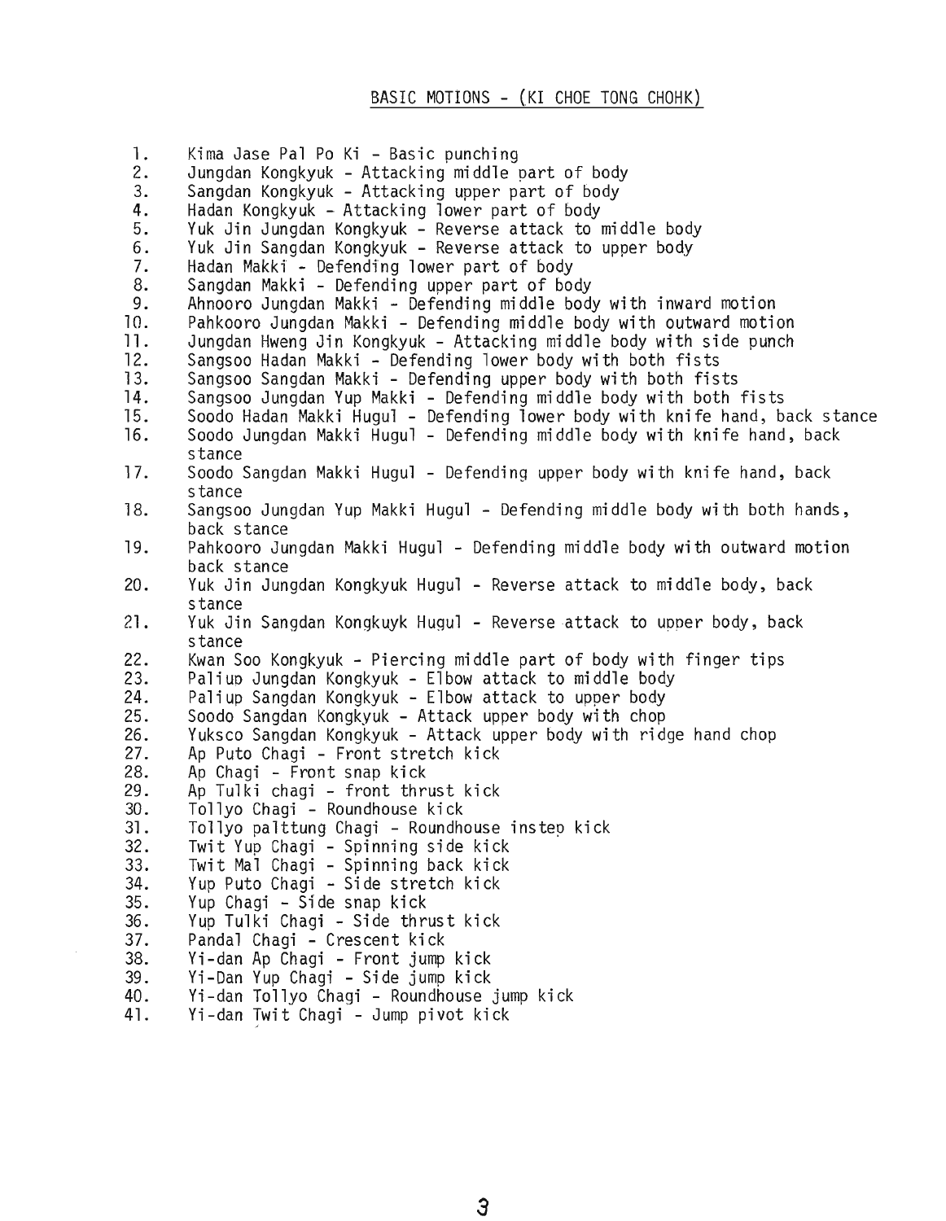## BASIC MOTIONS - (KI CHOE TONG CHOHK)

1. Kima Jase Pal Po Ki - Basic punching
2. Jungdan Kongkyuk - Attacking middle part of body
3. Sangdan Kongkyuk - Attacking upper part of body
4. Hadan Kongkyuk - Attacking lower part of body
5. Yuk Jin Jungdan Kongkyuk - Reverse attack to middle body
6. Yuk Jin Sangdan Kongkyuk - Reverse attack to upper body
7. Hadan Makki - Defending lower part of body
8. Sangdan Makki - Defending upper part of body
9. Ahnooro Jungdan Makki - Defending middle body with inward motion
10. Pahkooro Jungdan Makki - Defending middle body with outward motion
11. Jungdan Hweng Jin Kongkyuk - Attacking middle body with side punch
12. Sangsoo Hadan Makki - Defending lower body with both fists
13. Sangsoo Sangdan Makki - Defending upper body with both fists
14. Sangsoo Jungdan Yup Makki - Defending middle body with both fists
15. Soodo Hadan Makki Hugul - Defending lower body with knife hand, back stance
16. Soodo Jungdan Makki Hugul - Defending middle body with knife hand, back stance
17. Soodo Sangdan Makki Hugul - Defending upper body with knife hand, back stance
18. Sangsoo Jungdan Yup Makki Hugul - Defending middle body with both hands, back stance
19. Pahkooro Jungdan Makki Hugul - Defending middle body with outward motion back stance
20. Yuk Jin Jungdan Kongkyuk Hugul - Reverse attack to middle body, back stance
21. Yuk Jin Sangdan Kongkuyk Hugul - Reverse attack to upper body, back stance
22. Kwan Soo Kongkyuk - Piercing middle part of body with finger tips
23. Paliup Jungdan Kongkyuk - Elbow attack to middle body
24. Paliup Sangdan Kongkyuk - Elbow attack to upper body
25. Soodo Sangdan Kongkyuk - Attack upper body with chop
26. Yuksco Sangdan Kongkyuk - Attack upper body with ridge hand chop
27. Ap Puto Chagi - Front stretch kick
28. Ap Chagi - Front snap kick
29. Ap Tulki chagi - front thrust kick
30. Tollyo Chagi - Roundhouse kick
31. Tollyo palttung Chagi - Roundhouse instep kick
32. Twit Yup Chagi - Spinning side kick
33. Twit Mal Chagi - Spinning back kick
34. Yup Puto Chagi - Side stretch kick
35. Yup Chagi - Side snap kick
36. Yup Tulki Chagi - Side thrust kick
37. Pandal Chagi - Crescent kick
38. Yi-dan Ap Chagi - Front jump kick
39. Yi-Dan Yup Chagi - Side jump kick
40. Yi-dan Tollyo Chagi - Roundhouse jump kick
41. Yi-dan Twit Chagi - Jump pivot kick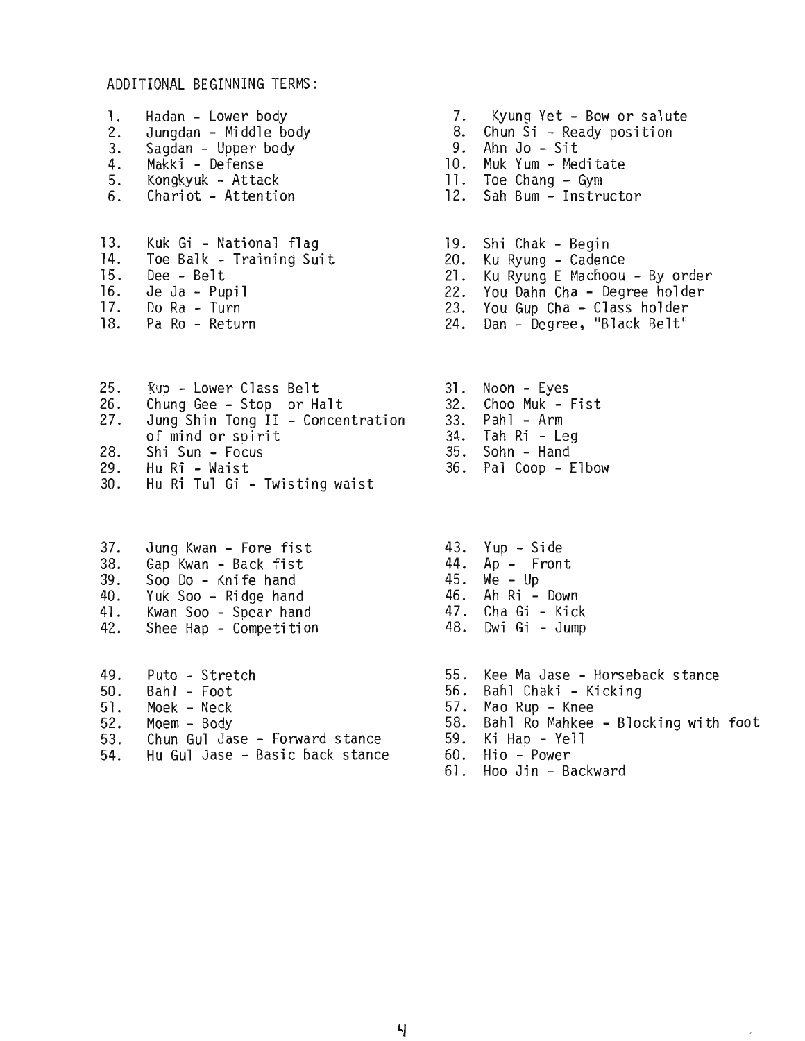ADDITIONAL BEGINNING TERMS:

1. Hadan - Lower body
2. Jungdan - Middle body
3. Sagdan - Upper body
4. Makki - Defense
5. Kongkyuk - Attack
6. Chariot - Attention
7. Kyung Yet - Bow or salute
8. Chun Si - Ready position
9. Ahn Jo - Sit
10. Muk Yum - Meditate
11. Toe Chang - Gym
12. Sah Bum - Instructor
13. Kuk Gi - National flag
14. Toe Balk - Training Suit
15. Dee - Belt
16. Je Ja - Pupil
17. Do Ra - Turn
18. Pa Ro - Return
19. Shi Chak - Begin
20. Ku Ryung - Cadence
21. Ku Ryung E Machoou - By order
22. You Dahn Cha - Degree holder
23. You Gup Cha - Class holder
24. Dan - Degree, "Black Belt"
25. Kup - Lower Class Belt
26. Chung Gee - Stop or Halt
27. Jung Shin Tong II - Concentration of mind or spirit
28. Shi Sun - Focus
29. Hu Ri - Waist
30. Hu Ri Tul Gi - Twisting waist
31. Noon - Eyes
32. Choo Muk - Fist
33. Pahl - Arm
34. Tah Ri - Leg
35. Sohn - Hand
36. Pal Coop - Elbow
37. Jung Kwan - Fore fist
38. Gap Kwan - Back fist
39. Soo Do - Knife hand
40. Yuk Soo - Ridge hand
41. Kwan Soo - Spear hand
42. Shee Hap - Competition
43. Yup - Side
44. Ap - Front
45. We - Up
46. Ah Ri - Down
47. Cha Gi - Kick
48. Dwi Gi - Jump
49. Puto - Stretch
50. Bahl - Foot
51. Moek - Neck
52. Moem - Body
53. Chun Gul Jase - Forward stance
54. Hu Gul Jase - Basic back stance
55. Kee Ma Jase - Horseback stance
56. Bahl Chaki - Kicking
57. Mao Rup - Knee
58. Bahl Ro Mahkee - Blocking with foot
59. Ki Hap - Yell
60. Hio - Power
61. Hoo Jin - Backward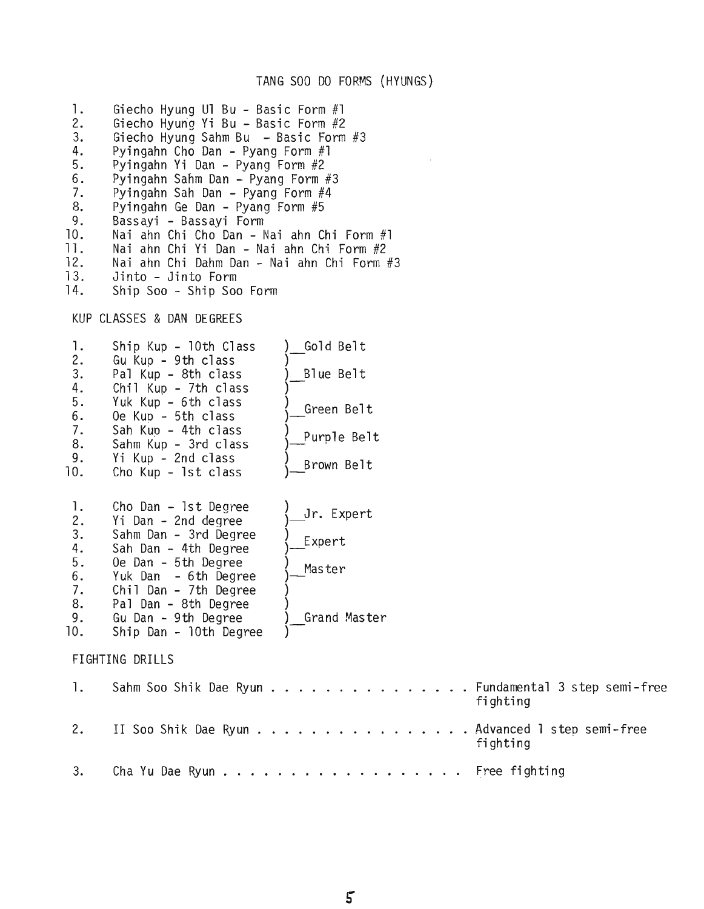# TANG SOO DO FORMS (HYUNGS)

1. Giecho Hyung Ul Bu - Basic Form #1
2. Giecho Hyung Yi Bu - Basic Form #2
3. Giecho Hyung Sahm Bu - Basic Form #3
4. Pyingahn Cho Dan - Pyang Form #1
5. Pyingahn Yi Dan - Pyang Form #2
6. Pyingahn Sahm Dan - Pyang Form #3
7. Pyingahn Sah Dan - Pyang Form #4
8. Pyingahn Ge Dan - Pyang Form #5
9. Bassayi - Bassayi Form
10. Nai ahn Chi Cho Dan - Nai ahn Chi Form #1
11. Nai ahn Chi Yi Dan - Nai ahn Chi Form #2
12. Nai ahn Chi Dahm Dan - Nai ahn Chi Form #3
13. Jinto - Jinto Form
14. Ship Soo - Ship Soo Form

## KUP CLASSES & DAN DEGREES

| # | Class | Belt |
|---|---|---|
| 1. | Ship Kup - 10th Class | Gold Belt |
| 2. | Gu Kup - 9th class | |
| 3. | Pal Kup - 8th class | Blue Belt |
| 4. | Chil Kup - 7th class | |
| 5. | Yuk Kup - 6th class | Green Belt |
| 6. | Oe Kup - 5th class | |
| 7. | Sah Kup - 4th class | Purple Belt |
| 8. | Sahm Kup - 3rd class | |
| 9. | Yi Kup - 2nd class | Brown Belt |
| 10. | Cho Kup - 1st class | |

| # | Degree | Rank |
|---|---|---|
| 1. | Cho Dan - 1st Degree | Jr. Expert |
| 2. | Yi Dan - 2nd degree | |
| 3. | Sahm Dan - 3rd Degree | Expert |
| 4. | Sah Dan - 4th Degree | |
| 5. | Oe Dan - 5th Degree | Master |
| 6. | Yuk Dan - 6th Degree | |
| 7. | Chil Dan - 7th Degree | Grand Master |
| 8. | Pal Dan - 8th Degree | |
| 9. | Gu Dan - 9th Degree | |
| 10. | Ship Dan - 10th Degree | |

## FIGHTING DRILLS

1. Sahm Soo Shik Dae Ryun . . . . . . . . . . . . . . . Fundamental 3 step semi-free fighting
2. II Soo Shik Dae Ryun . . . . . . . . . . . . . . . . Advanced 1 step semi-free fighting
3. Cha Yu Dae Ryun . . . . . . . . . . . . . . . . . . Free fighting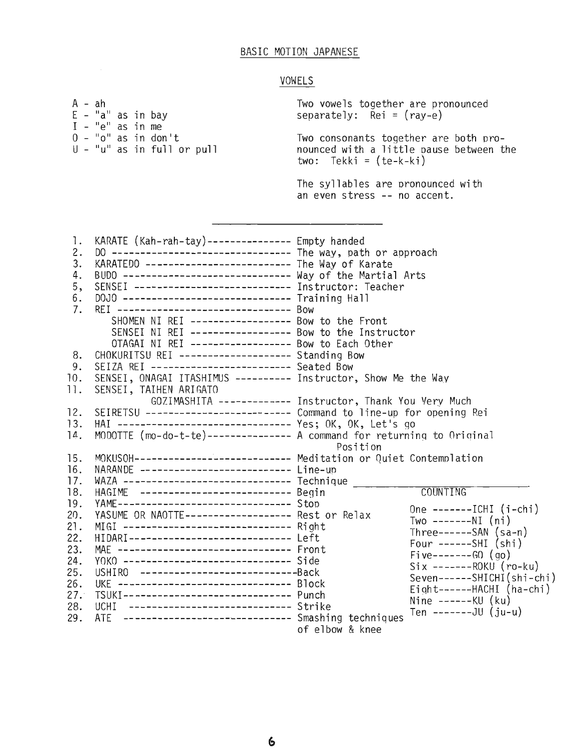# BASIC MOTION JAPANESE

## VOWELS

A - ah
E - "a" as in bay
I - "e" as in me
O - "o" as in don't
U - "u" as in full or pull

Two vowels together are pronounced separately: Rei = (ray-e)

Two consonants together are both pronounced with a little pause between the two: Tekki = (te-k-ki)

The syllables are pronounced with an even stress -- no accent.

---

1. KARATE (Kah-rah-tay)--------------- Empty handed
2. DO -------------------------------- The way, path or approach
3. KARATEDO -------------------------- The Way of Karate
4. BUDO ------------------------------ Way of the Martial Arts
5. SENSEI ---------------------------- Instructor: Teacher
6. DOJO ------------------------------ Training Hall
7. REI ------------------------------- Bow
   - SHOMEN NI REI ------------------ Bow to the Front
   - SENSEI NI REI ------------------ Bow to the Instructor
   - OTAGAI NI REI ------------------ Bow to Each Other
8. CHOKURITSU REI -------------------- Standing Bow
9. SEIZA REI ------------------------- Seated Bow
10. SENSEI, ONAGAI ITASHIMUS ---------- Instructor, Show Me the Way
11. SENSEI, TAIHEN ARIGATO GOZIMASHITA ------------- Instructor, Thank You Very Much
12. SEIRETSU -------------------------- Command to line-up for opening Rei
13. HAI ------------------------------- Yes; OK, OK, Let's go
14. MODOTTE (mo-do-t-te)--------------- A command for returning to Original Position
15. MOKUSOH---------------------------- Meditation or Quiet Contemplation
16. NARANDE --------------------------- Line-up
17. WAZA ------------------------------ Technique
18. HAGIME ---------------------------- Begin
19. YAME------------------------------- Stop
20. YASUME OR NAOTTE------------------- Rest or Relax
21. MIGI ------------------------------ Right
22. HIDARI----------------------------- Left
23. MAE ------------------------------- Front
24. YOKO ------------------------------ Side
25. USHIRO ----------------------------Back
26. UKE ------------------------------- Block
27. TSUKI------------------------------ Punch
28. UCHI ------------------------------ Strike
29. ATE ------------------------------- Smashing techniques of elbow & knee

### COUNTING

One -------ICHI (i-chi)
Two -------NI (ni)
Three------SAN (sa-n)
Four ------SHI (shi)
Five-------GO (go)
Six -------ROKU (ro-ku)
Seven------SHICHI(shi-chi)
Eight------HACHI (ha-chi)
Nine ------KU (ku)
Ten -------JU (ju-u)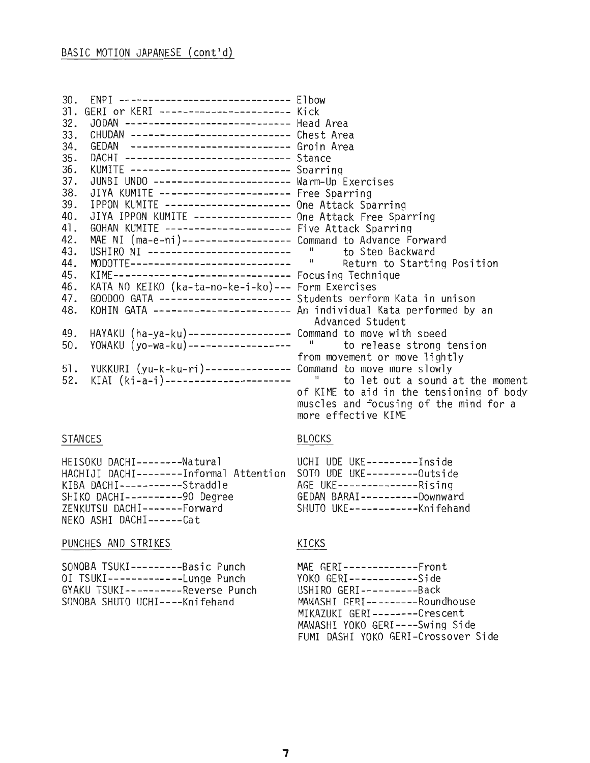BASIC MOTION JAPANESE (cont'd)

30. ENPI ------------------------------ Elbow
31. GERI or KERI ----------------------- Kick
32. JODAN ------------------------------ Head Area
33. CHUDAN ----------------------------- Chest Area
34. GEDAN ------------------------------ Groin Area
35. DACHI ------------------------------ Stance
36. KUMITE ----------------------------- Sparring
37. JUNBI UNDO ------------------------- Warm-Up Exercises
38. JIYA KUMITE ------------------------ Free Sparring
39. IPPON KUMITE ----------------------- One Attack Sparring
40. JIYA IPPON KUMITE ------------------ One Attack Free Sparring
41. GOHAN KUMITE ----------------------- Five Attack Sparring
42. MAE NI (ma-e-ni)-------------------- Command to Advance Forward
43. USHIRO NI -------------------------- " to Step Backward
44. MODOTTE---------------------------- " Return to Starting Position
45. KIME-------------------------------- Focusing Technique
46. KATA NO KEIKO (ka-ta-no-ke-i-ko)--- Form Exercises
47. GOODOO GATA ------------------------ Students perform Kata in unison
48. KOHIN GATA ------------------------- An individual Kata performed by an Advanced Student
49. HAYAKU (ha-ya-ku)------------------ Command to move with speed
50. YOWAKU (yo-wa-ku)------------------ " to release strong tension from movement or move lightly
51. YUKKURI (yu-k-ku-ri)--------------- Command to move more slowly
52. KIAI (ki-a-i)---------------------- " to let out a sound at the moment of KIME to aid in the tensioning of body muscles and focusing of the mind for a more effective KIME

STANCES

HEISOKU DACHI--------Natural
HACHIJI DACHI--------Informal Attention
KIBA DACHI-----------Straddle
SHIKO DACHI----------90 Degree
ZENKUTSU DACHI-------Forward
NEKO ASHI DACHI------Cat

BLOCKS

UCHI UDE UKE---------Inside
SOTO UDE UKE---------Outside
AGE UKE--------------Rising
GEDAN BARAI----------Downward
SHUTO UKE------------Knifehand

PUNCHES AND STRIKES

SONOBA TSUKI---------Basic Punch
OI TSUKI-------------Lunge Punch
GYAKU TSUKI----------Reverse Punch
SONOBA SHUTO UCHI----Knifehand

KICKS

MAE GERI-------------Front
YOKO GERI------------Side
USHIRO GERI----------Back
MAWASHI GERI---------Roundhouse
MIKAZUKI GERI--------Crescent
MAWASHI YOKO GERI----Swing Side
FUMI DASHI YOKO GERI-Crossover Side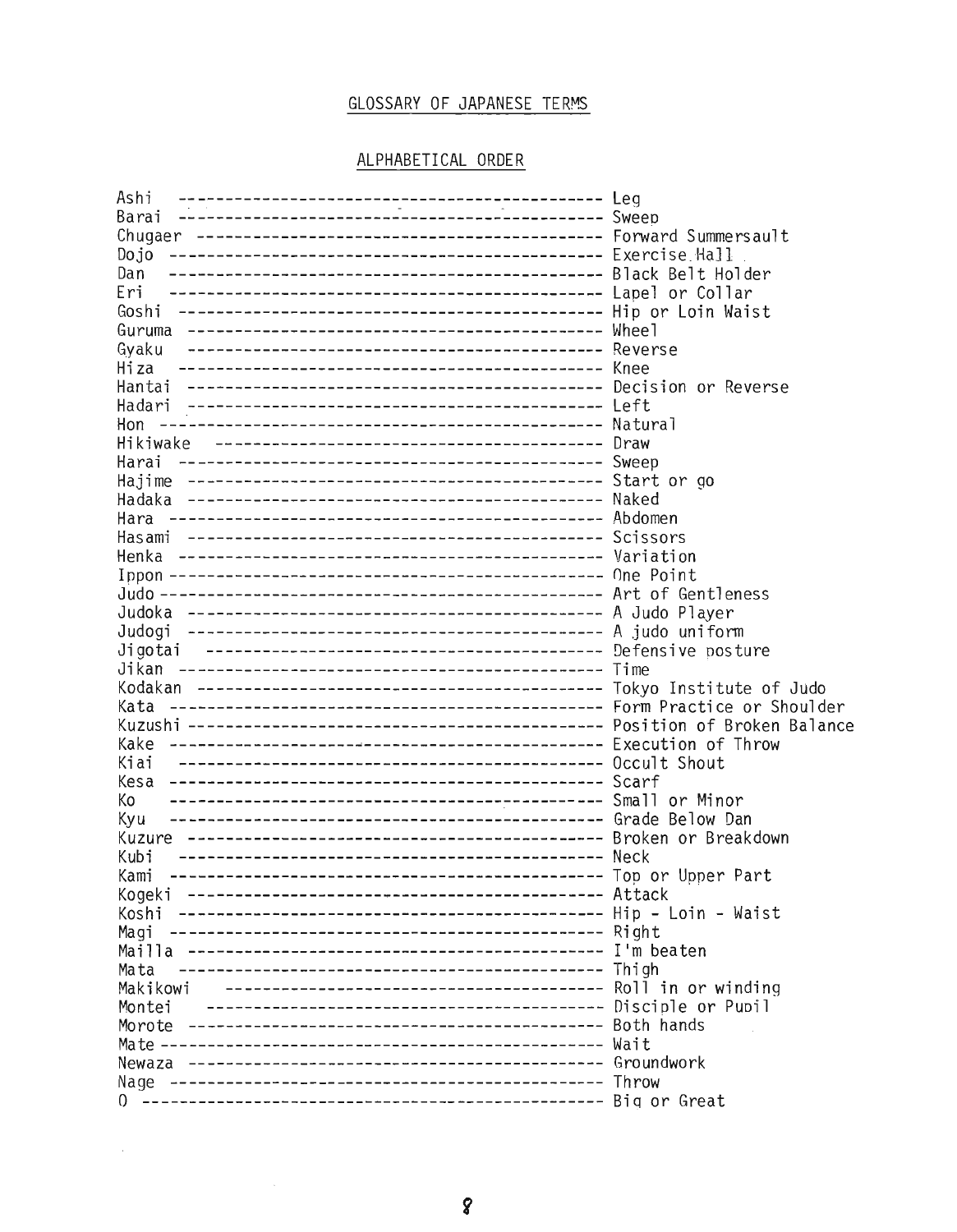## GLOSSARY OF JAPANESE TERMS

### ALPHABETICAL ORDER

| Term | Meaning |
|---|---|
| Ashi | Leg |
| Barai | Sweep |
| Chugaer | Forward Summersault |
| Dojo | Exercise Hall |
| Dan | Black Belt Holder |
| Eri | Lapel or Collar |
| Goshi | Hip or Loin Waist |
| Guruma | Wheel |
| Gyaku | Reverse |
| Hiza | Knee |
| Hantai | Decision or Reverse |
| Hadari | Left |
| Hon | Natural |
| Hikiwake | Draw |
| Harai | Sweep |
| Hajime | Start or go |
| Hadaka | Naked |
| Hara | Abdomen |
| Hasami | Scissors |
| Henka | Variation |
| Ippon | One Point |
| Judo | Art of Gentleness |
| Judoka | A Judo Player |
| Judogi | A judo uniform |
| Jigotai | Defensive posture |
| Jikan | Time |
| Kodakan | Tokyo Institute of Judo |
| Kata | Form Practice or Shoulder |
| Kuzushi | Position of Broken Balance |
| Kake | Execution of Throw |
| Kiai | Occult Shout |
| Kesa | Scarf |
| Ko | Small or Minor |
| Kyu | Grade Below Dan |
| Kuzure | Broken or Breakdown |
| Kubi | Neck |
| Kami | Top or Upper Part |
| Kogeki | Attack |
| Koshi | Hip - Loin - Waist |
| Magi | Right |
| Mailla | I'm beaten |
| Mata | Thigh |
| Makikowi | Roll in or winding |
| Montei | Disciple or Pupil |
| Morote | Both hands |
| Mate | Wait |
| Newaza | Groundwork |
| Nage | Throw |
| O | Big or Great |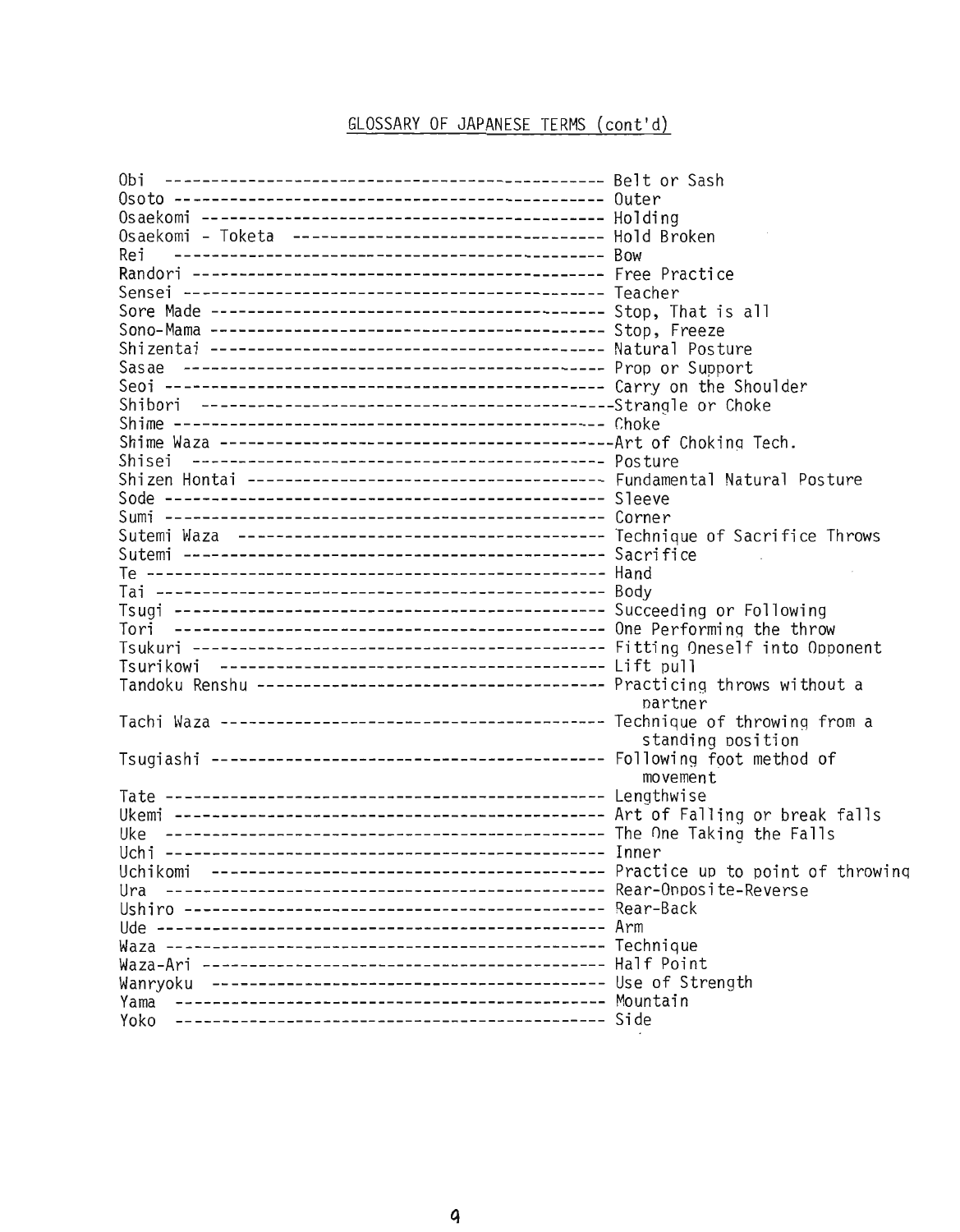## GLOSSARY OF JAPANESE TERMS (cont'd)

| Term | Meaning |
|---|---|
| Obi | Belt or Sash |
| Osoto | Outer |
| Osaekomi | Holding |
| Osaekomi - Toketa | Hold Broken |
| Rei | Bow |
| Randori | Free Practice |
| Sensei | Teacher |
| Sore Made | Stop, That is all |
| Sono-Mama | Stop, Freeze |
| Shizentai | Natural Posture |
| Sasae | Prop or Support |
| Seoi | Carry on the Shoulder |
| Shibori | Strangle or Choke |
| Shime | Choke |
| Shime Waza | Art of Choking Tech. |
| Shisei | Posture |
| Shizen Hontai | Fundamental Natural Posture |
| Sode | Sleeve |
| Sumi | Corner |
| Sutemi Waza | Technique of Sacrifice Throws |
| Sutemi | Sacrifice |
| Te | Hand |
| Tai | Body |
| Tsugi | Succeeding or Following |
| Tori | One Performing the throw |
| Tsukuri | Fitting Oneself into Opponent |
| Tsurikowi | Lift pull |
| Tandoku Renshu | Practicing throws without a partner |
| Tachi Waza | Technique of throwing from a standing position |
| Tsugiashi | Following foot method of movement |
| Tate | Lengthwise |
| Ukemi | Art of Falling or break falls |
| Uke | The One Taking the Falls |
| Uchi | Inner |
| Uchikomi | Practice up to point of throwing |
| Ura | Rear-Opposite-Reverse |
| Ushiro | Rear-Back |
| Ude | Arm |
| Waza | Technique |
| Waza-Ari | Half Point |
| Wanryoku | Use of Strength |
| Yama | Mountain |
| Yoko | Side |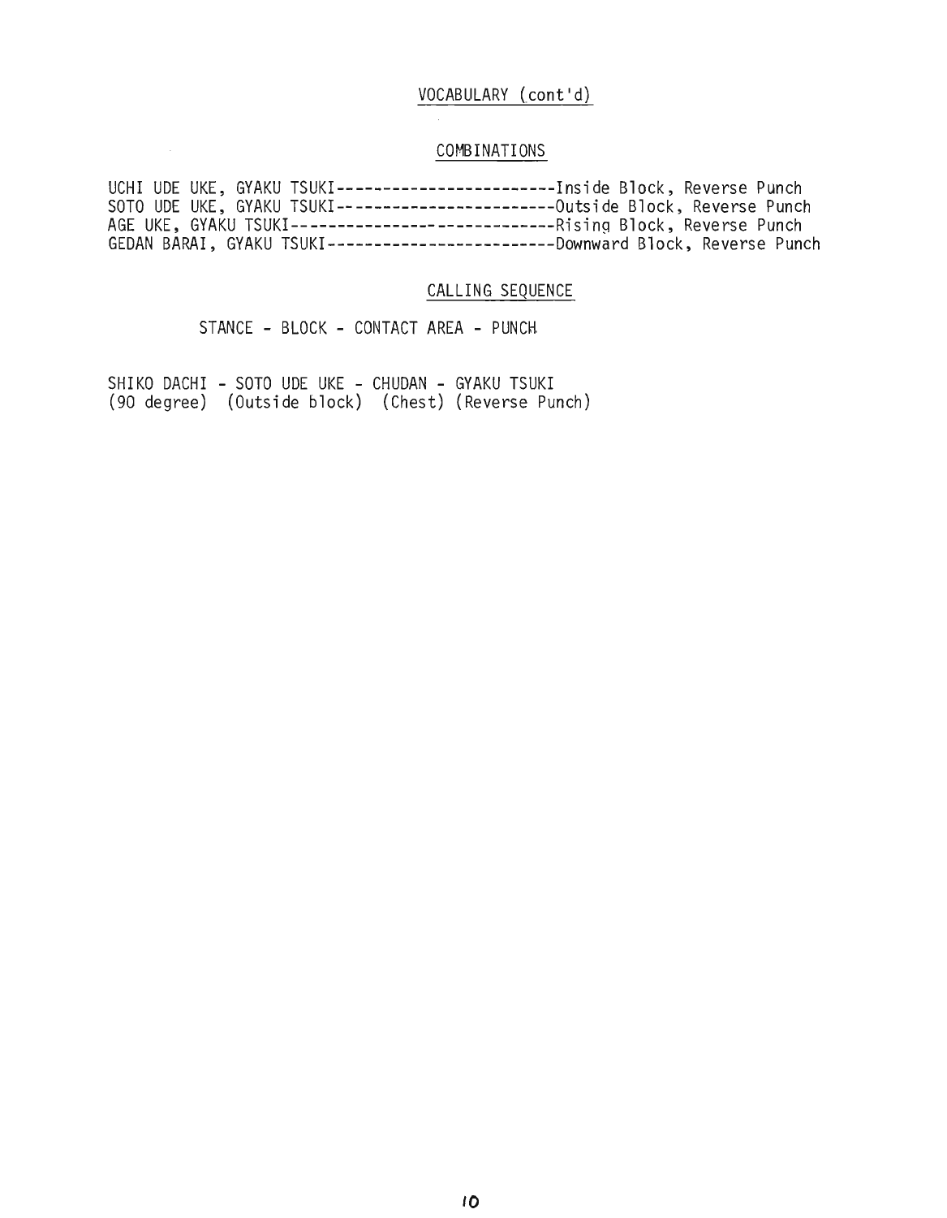## VOCABULARY (cont'd)

### COMBINATIONS

UCHI UDE UKE, GYAKU TSUKI------------------------Inside Block, Reverse Punch
SOTO UDE UKE, GYAKU TSUKI------------------------Outside Block, Reverse Punch
AGE UKE, GYAKU TSUKI-----------------------------Rising Block, Reverse Punch
GEDAN BARAI, GYAKU TSUKI-------------------------Downward Block, Reverse Punch

### CALLING SEQUENCE

STANCE - BLOCK - CONTACT AREA - PUNCH

SHIKO DACHI - SOTO UDE UKE - CHUDAN - GYAKU TSUKI
(90 degree) (Outside block) (Chest) (Reverse Punch)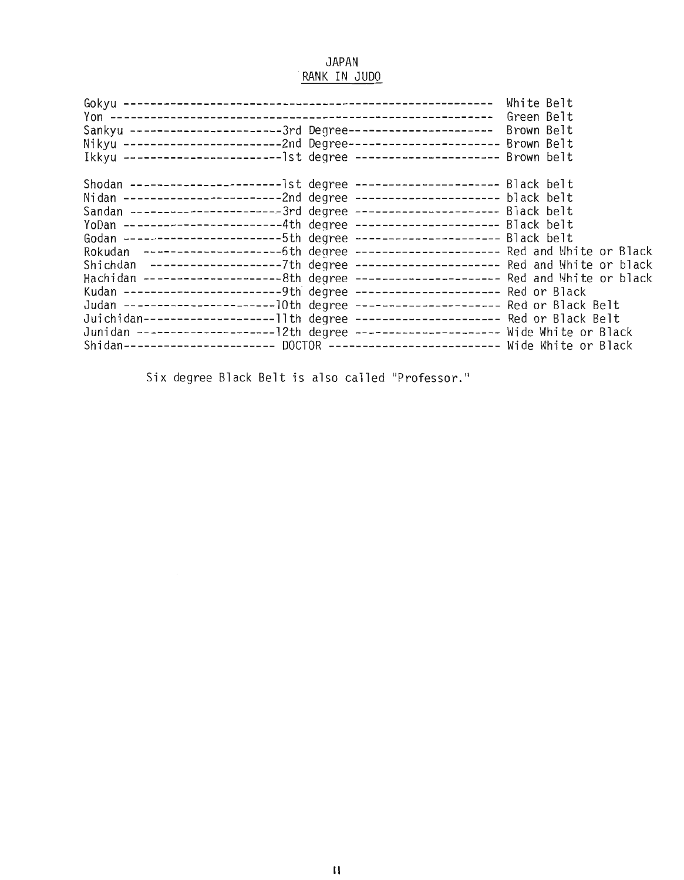# JAPAN

## RANK IN JUDO

| Rank | Degree | Belt |
|---|---|---|
| Gokyu | | White Belt |
| Yon | | Green Belt |
| Sankyu | 3rd Degree | Brown Belt |
| Nikyu | 2nd Degree | Brown Belt |
| Ikkyu | 1st degree | Brown belt |
| Shodan | 1st degree | Black belt |
| Nidan | 2nd degree | black belt |
| Sandan | 3rd degree | Black belt |
| YoDan | 4th degree | Black belt |
| Godan | 5th degree | Black belt |
| Rokudan | 6th degree | Red and White or Black |
| Shichdan | 7th degree | Red and White or black |
| Hachidan | 8th degree | Red and White or black |
| Kudan | 9th degree | Red or Black |
| Judan | 10th degree | Red or Black Belt |
| Juichidan | 11th degree | Red or Black Belt |
| Junidan | 12th degree | Wide White or Black |
| Shidan | DOCTOR | Wide White or Black |

Six degree Black Belt is also called "Professor."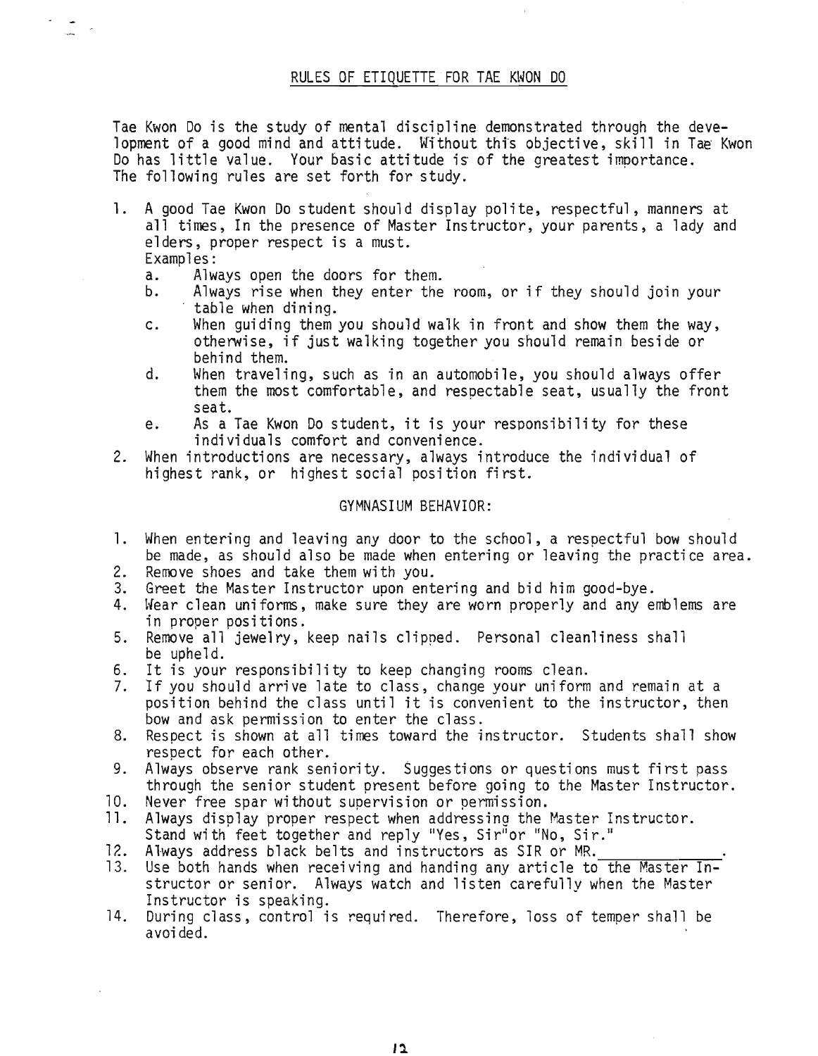## RULES OF ETIQUETTE FOR TAE KWON DO

Tae Kwon Do is the study of mental discipline demonstrated through the development of a good mind and attitude. Without this objective, skill in Tae Kwon Do has little value. Your basic attitude is of the greatest importance. The following rules are set forth for study.

1. A good Tae Kwon Do student should display polite, respectful, manners at all times, In the presence of Master Instructor, your parents, a lady and elders, proper respect is a must.
   Examples:
   a. Always open the doors for them.
   b. Always rise when they enter the room, or if they should join your table when dining.
   c. When guiding them you should walk in front and show them the way, otherwise, if just walking together you should remain beside or behind them.
   d. When traveling, such as in an automobile, you should always offer them the most comfortable, and respectable seat, usually the front seat.
   e. As a Tae Kwon Do student, it is your responsibility for these individuals comfort and convenience.
2. When introductions are necessary, always introduce the individual of highest rank, or highest social position first.

### GYMNASIUM BEHAVIOR:

1. When entering and leaving any door to the school, a respectful bow should be made, as should also be made when entering or leaving the practice area.
2. Remove shoes and take them with you.
3. Greet the Master Instructor upon entering and bid him good-bye.
4. Wear clean uniforms, make sure they are worn properly and any emblems are in proper positions.
5. Remove all jewelry, keep nails clipped. Personal cleanliness shall be upheld.
6. It is your responsibility to keep changing rooms clean.
7. If you should arrive late to class, change your uniform and remain at a position behind the class until it is convenient to the instructor, then bow and ask permission to enter the class.
8. Respect is shown at all times toward the instructor. Students shall show respect for each other.
9. Always observe rank seniority. Suggestions or questions must first pass through the senior student present before going to the Master Instructor.
10. Never free spar without supervision or permission.
11. Always display proper respect when addressing the Master Instructor. Stand with feet together and reply "Yes, Sir"or "No, Sir."
12. Always address black belts and instructors as SIR or MR.______________.
13. Use both hands when receiving and handing any article to the Master Instructor or senior. Always watch and listen carefully when the Master Instructor is speaking.
14. During class, control is required. Therefore, loss of temper shall be avoided.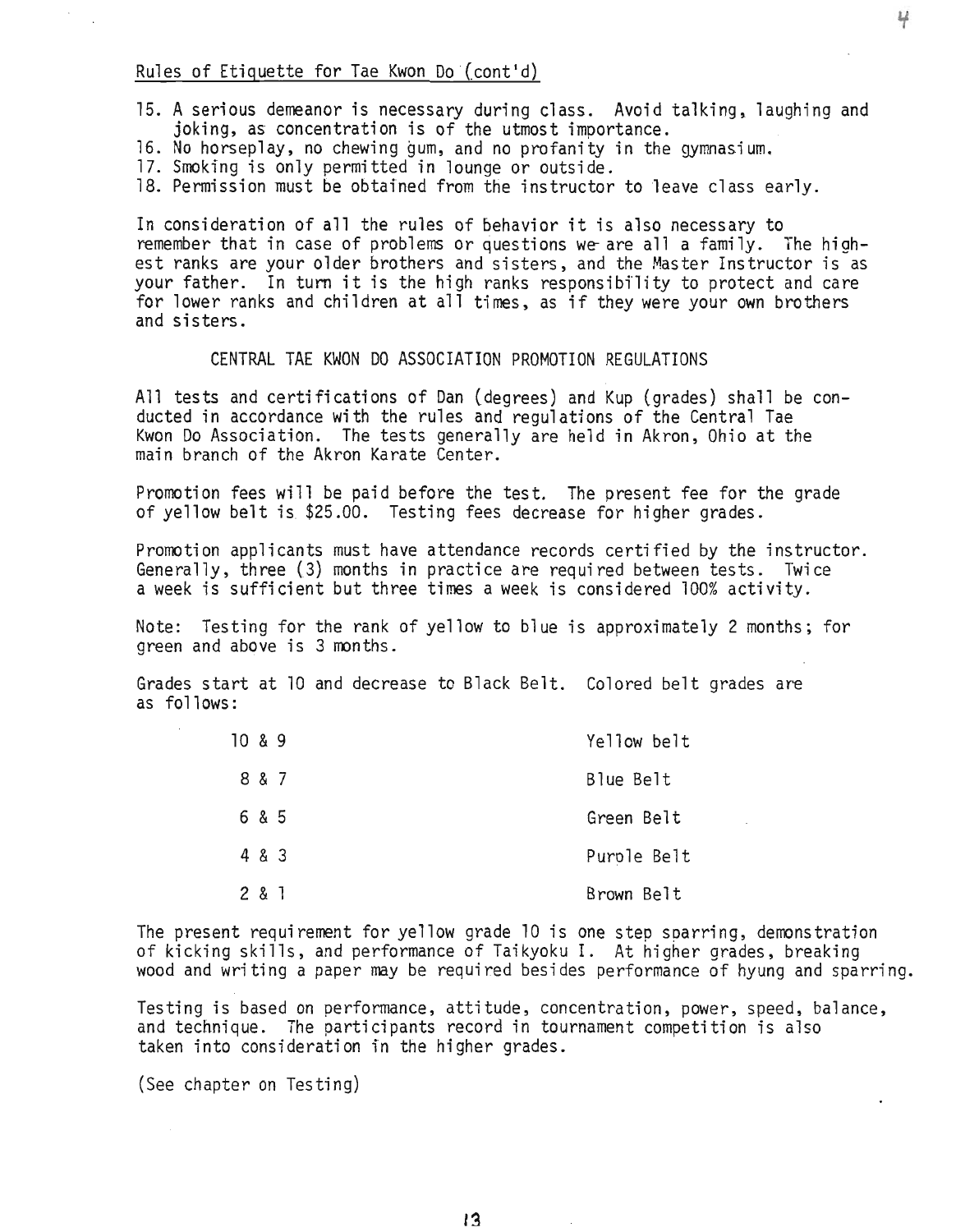Rules of Etiquette for Tae Kwon Do (cont'd)

15. A serious demeanor is necessary during class. Avoid talking, laughing and joking, as concentration is of the utmost importance.
16. No horseplay, no chewing gum, and no profanity in the gymnasium.
17. Smoking is only permitted in lounge or outside.
18. Permission must be obtained from the instructor to leave class early.

In consideration of all the rules of behavior it is also necessary to remember that in case of problems or questions we are all a family. The highest ranks are your older brothers and sisters, and the Master Instructor is as your father. In turn it is the high ranks responsibility to protect and care for lower ranks and children at all times, as if they were your own brothers and sisters.

## CENTRAL TAE KWON DO ASSOCIATION PROMOTION REGULATIONS

All tests and certifications of Dan (degrees) and Kup (grades) shall be conducted in accordance with the rules and regulations of the Central Tae Kwon Do Association. The tests generally are held in Akron, Ohio at the main branch of the Akron Karate Center.

Promotion fees will be paid before the test. The present fee for the grade of yellow belt is $25.00. Testing fees decrease for higher grades.

Promotion applicants must have attendance records certified by the instructor. Generally, three (3) months in practice are required between tests. Twice a week is sufficient but three times a week is considered 100% activity.

Note: Testing for the rank of yellow to blue is approximately 2 months; for green and above is 3 months.

Grades start at 10 and decrease to Black Belt. Colored belt grades are as follows:

| Grades | Belt |
|---|---|
| 10 & 9 | Yellow belt |
| 8 & 7 | Blue Belt |
| 6 & 5 | Green Belt |
| 4 & 3 | Purple Belt |
| 2 & 1 | Brown Belt |

The present requirement for yellow grade 10 is one step sparring, demonstration of kicking skills, and performance of Taikyoku I. At higher grades, breaking wood and writing a paper may be required besides performance of hyung and sparring.

Testing is based on performance, attitude, concentration, power, speed, balance, and technique. The participants record in tournament competition is also taken into consideration in the higher grades.

(See chapter on Testing)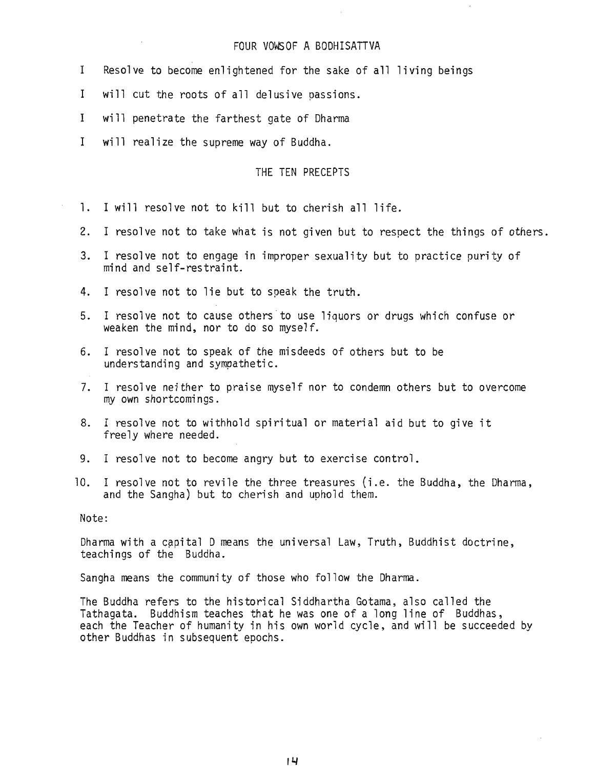## FOUR VOWSOF A BODHISATTVA

I Resolve to become enlightened for the sake of all living beings

I will cut the roots of all delusive passions.

I will penetrate the farthest gate of Dharma

I will realize the supreme way of Buddha.

## THE TEN PRECEPTS

1. I will resolve not to kill but to cherish all life.
2. I resolve not to take what is not given but to respect the things of others.
3. I resolve not to engage in improper sexuality but to practice purity of mind and self-restraint.
4. I resolve not to lie but to speak the truth.
5. I resolve not to cause others to use liquors or drugs which confuse or weaken the mind, nor to do so myself.
6. I resolve not to speak of the misdeeds of others but to be understanding and sympathetic.
7. I resolve neither to praise myself nor to condemn others but to overcome my own shortcomings.
8. I resolve not to withhold spiritual or material aid but to give it freely where needed.
9. I resolve not to become angry but to exercise control.
10. I resolve not to revile the three treasures (i.e. the Buddha, the Dharma, and the Sangha) but to cherish and uphold them.

Note:

Dharma with a capital D means the universal Law, Truth, Buddhist doctrine, teachings of the Buddha.

Sangha means the community of those who follow the Dharma.

The Buddha refers to the historical Siddhartha Gotama, also called the Tathagata. Buddhism teaches that he was one of a long line of Buddhas, each the Teacher of humanity in his own world cycle, and will be succeeded by other Buddhas in subsequent epochs.